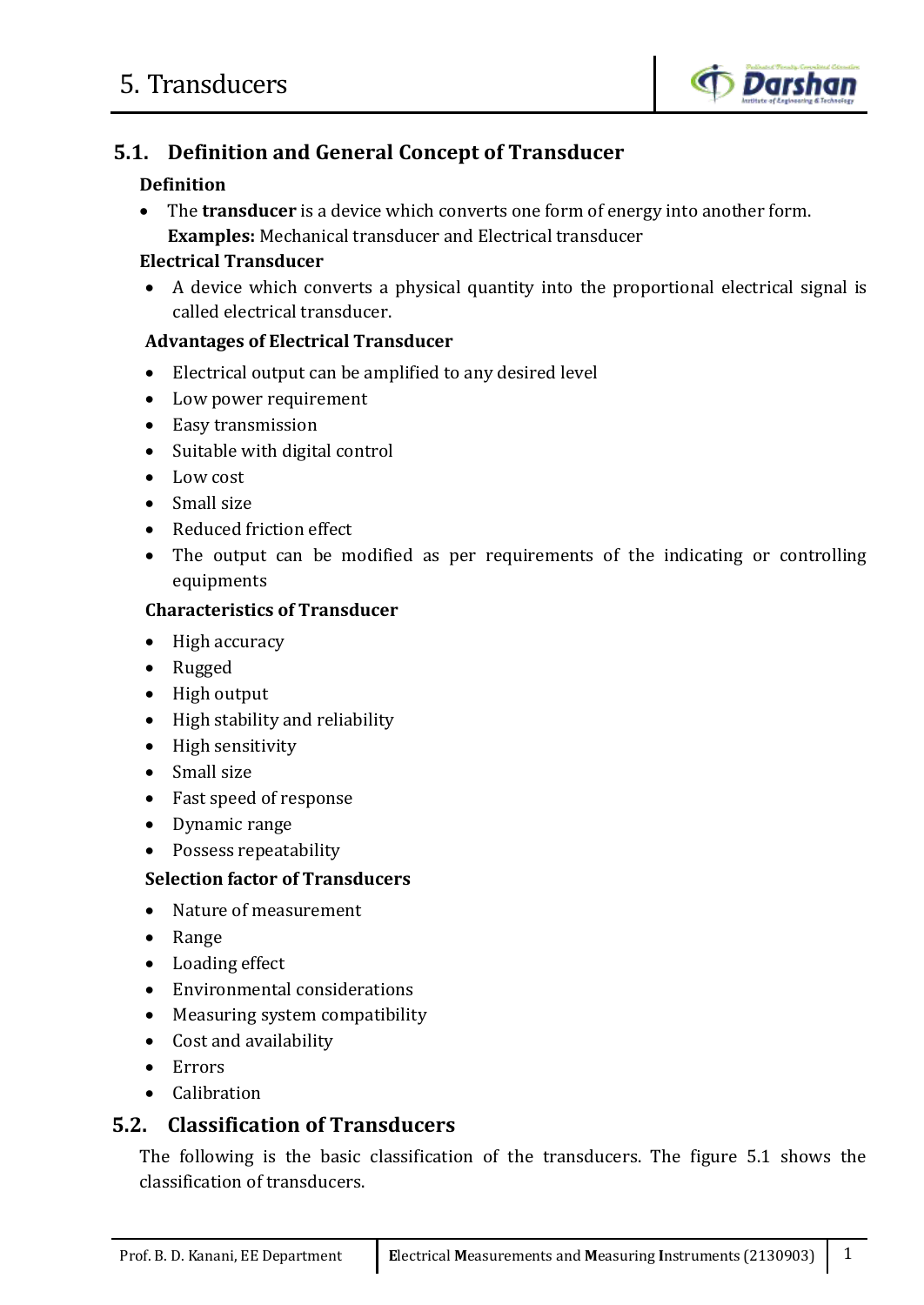# 5. Transducers

## 5.1. Definition and General Concept of Transducer

### Definition

- The **transducer** is a device which converts one form of energy into another form.
  **Examples:** Mechanical transducer and Electrical transducer

### Electrical Transducer

- A device which converts a physical quantity into the proportional electrical signal is called electrical transducer.

### Advantages of Electrical Transducer

- Electrical output can be amplified to any desired level
- Low power requirement
- Easy transmission
- Suitable with digital control
- Low cost
- Small size
- Reduced friction effect
- The output can be modified as per requirements of the indicating or controlling equipments

### Characteristics of Transducer

- High accuracy
- Rugged
- High output
- High stability and reliability
- High sensitivity
- Small size
- Fast speed of response
- Dynamic range
- Possess repeatability

### Selection factor of Transducers

- Nature of measurement
- Range
- Loading effect
- Environmental considerations
- Measuring system compatibility
- Cost and availability
- Errors
- Calibration

## 5.2. Classification of Transducers

The following is the basic classification of the transducers. The figure 5.1 shows the classification of transducers.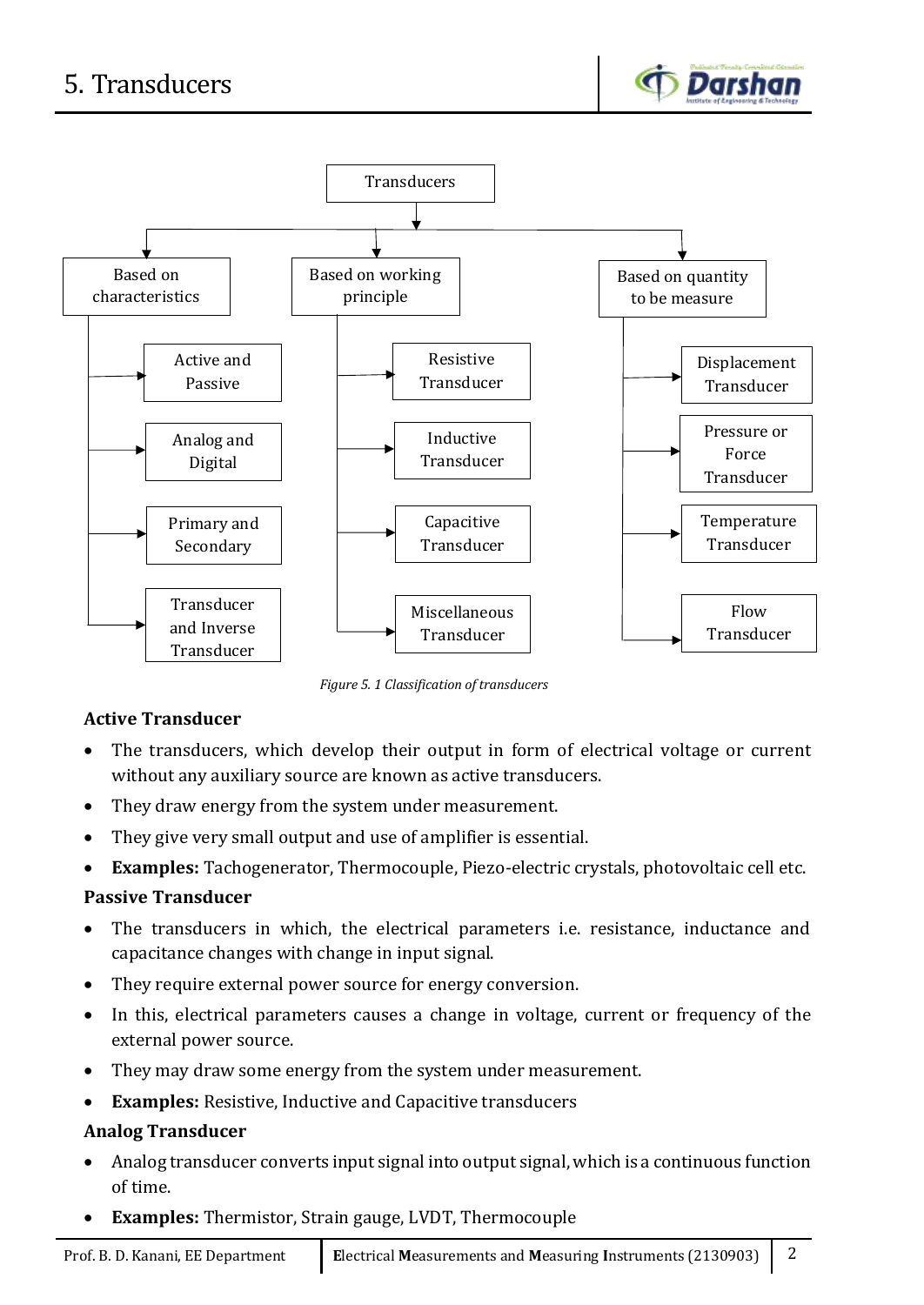- Transducers
  - Based on characteristics
    - Active and Passive
    - Analog and Digital
    - Primary and Secondary
    - Transducer and Inverse Transducer
  - Based on working principle
    - Resistive Transducer
    - Inductive Transducer
    - Capacitive Transducer
    - Miscellaneous Transducer
  - Based on quantity to be measure
    - Displacement Transducer
    - Pressure or Force Transducer
    - Temperature Transducer
    - Flow Transducer

*Figure 5. 1 Classification of transducers*

### Active Transducer

- The transducers, which develop their output in form of electrical voltage or current without any auxiliary source are known as active transducers.
- They draw energy from the system under measurement.
- They give very small output and use of amplifier is essential.
- **Examples:** Tachogenerator, Thermocouple, Piezo-electric crystals, photovoltaic cell etc.

### Passive Transducer

- The transducers in which, the electrical parameters i.e. resistance, inductance and capacitance changes with change in input signal.
- They require external power source for energy conversion.
- In this, electrical parameters causes a change in voltage, current or frequency of the external power source.
- They may draw some energy from the system under measurement.
- **Examples:** Resistive, Inductive and Capacitive transducers

### Analog Transducer

- Analog transducer converts input signal into output signal, which is a continuous function of time.
- **Examples:** Thermistor, Strain gauge, LVDT, Thermocouple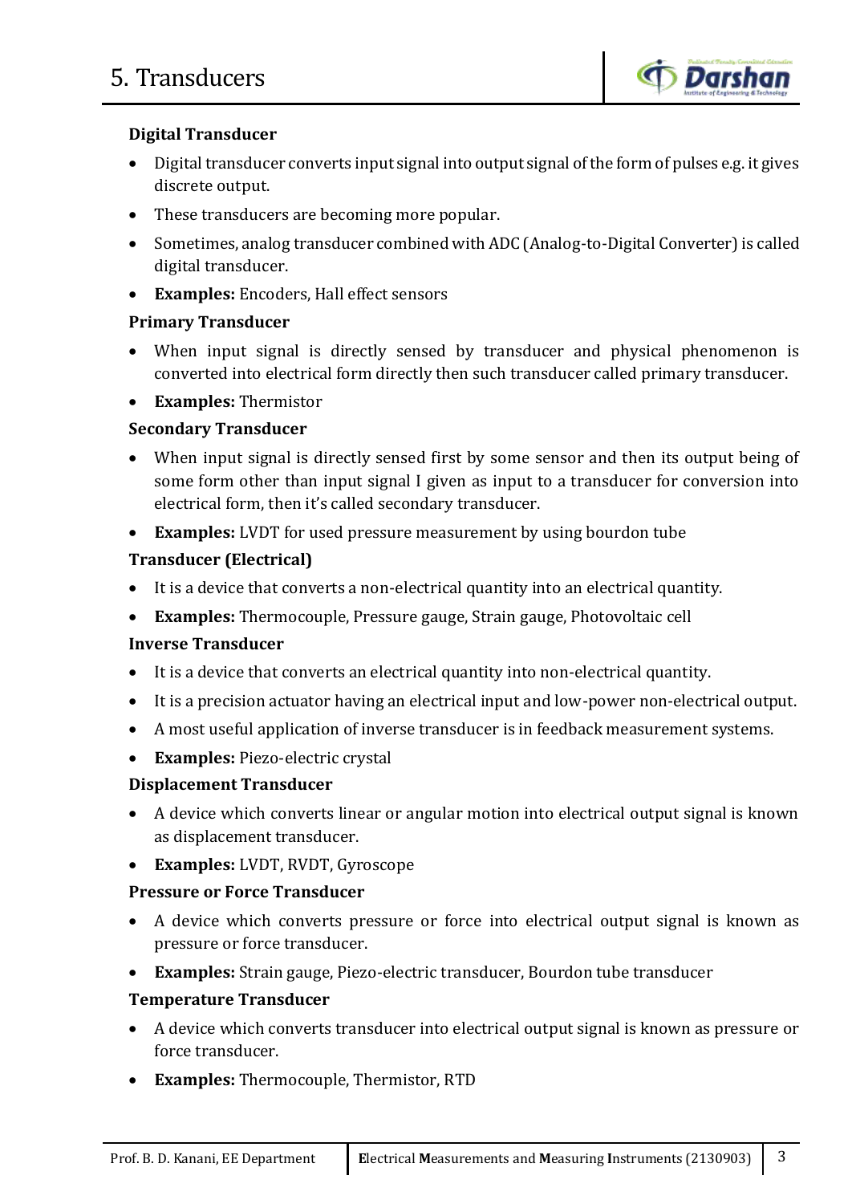### Digital Transducer

- Digital transducer converts input signal into output signal of the form of pulses e.g. it gives discrete output.
- These transducers are becoming more popular.
- Sometimes, analog transducer combined with ADC (Analog-to-Digital Converter) is called digital transducer.
- **Examples:** Encoders, Hall effect sensors

### Primary Transducer

- When input signal is directly sensed by transducer and physical phenomenon is converted into electrical form directly then such transducer called primary transducer.
- **Examples:** Thermistor

### Secondary Transducer

- When input signal is directly sensed first by some sensor and then its output being of some form other than input signal I given as input to a transducer for conversion into electrical form, then it's called secondary transducer.
- **Examples:** LVDT for used pressure measurement by using bourdon tube

### Transducer (Electrical)

- It is a device that converts a non-electrical quantity into an electrical quantity.
- **Examples:** Thermocouple, Pressure gauge, Strain gauge, Photovoltaic cell

### Inverse Transducer

- It is a device that converts an electrical quantity into non-electrical quantity.
- It is a precision actuator having an electrical input and low-power non-electrical output.
- A most useful application of inverse transducer is in feedback measurement systems.
- **Examples:** Piezo-electric crystal

### Displacement Transducer

- A device which converts linear or angular motion into electrical output signal is known as displacement transducer.
- **Examples:** LVDT, RVDT, Gyroscope

### Pressure or Force Transducer

- A device which converts pressure or force into electrical output signal is known as pressure or force transducer.
- **Examples:** Strain gauge, Piezo-electric transducer, Bourdon tube transducer

### Temperature Transducer

- A device which converts transducer into electrical output signal is known as pressure or force transducer.
- **Examples:** Thermocouple, Thermistor, RTD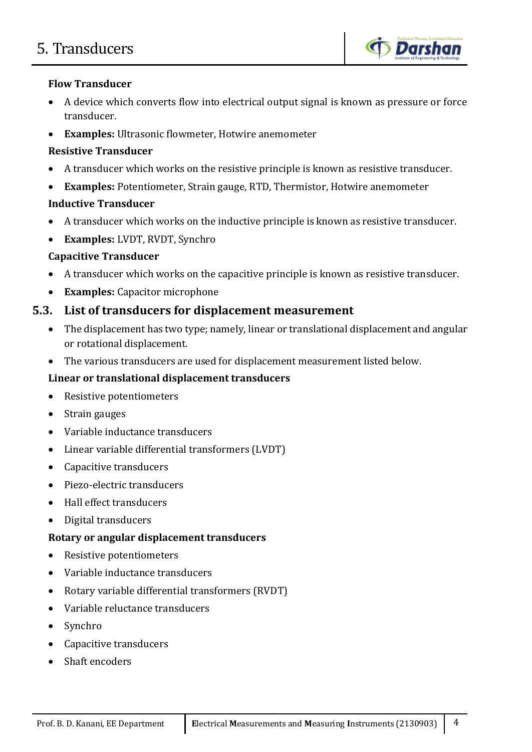### Flow Transducer

- A device which converts flow into electrical output signal is known as pressure or force transducer.
- **Examples:** Ultrasonic flowmeter, Hotwire anemometer

### Resistive Transducer

- A transducer which works on the resistive principle is known as resistive transducer.
- **Examples:** Potentiometer, Strain gauge, RTD, Thermistor, Hotwire anemometer

### Inductive Transducer

- A transducer which works on the inductive principle is known as resistive transducer.
- **Examples:** LVDT, RVDT, Synchro

### Capacitive Transducer

- A transducer which works on the capacitive principle is known as resistive transducer.
- **Examples:** Capacitor microphone

## 5.3. List of transducers for displacement measurement

- The displacement has two type; namely, linear or translational displacement and angular or rotational displacement.
- The various transducers are used for displacement measurement listed below.

### Linear or translational displacement transducers

- Resistive potentiometers
- Strain gauges
- Variable inductance transducers
- Linear variable differential transformers (LVDT)
- Capacitive transducers
- Piezo-electric transducers
- Hall effect transducers
- Digital transducers

### Rotary or angular displacement transducers

- Resistive potentiometers
- Variable inductance transducers
- Rotary variable differential transformers (RVDT)
- Variable reluctance transducers
- Synchro
- Capacitive transducers
- Shaft encoders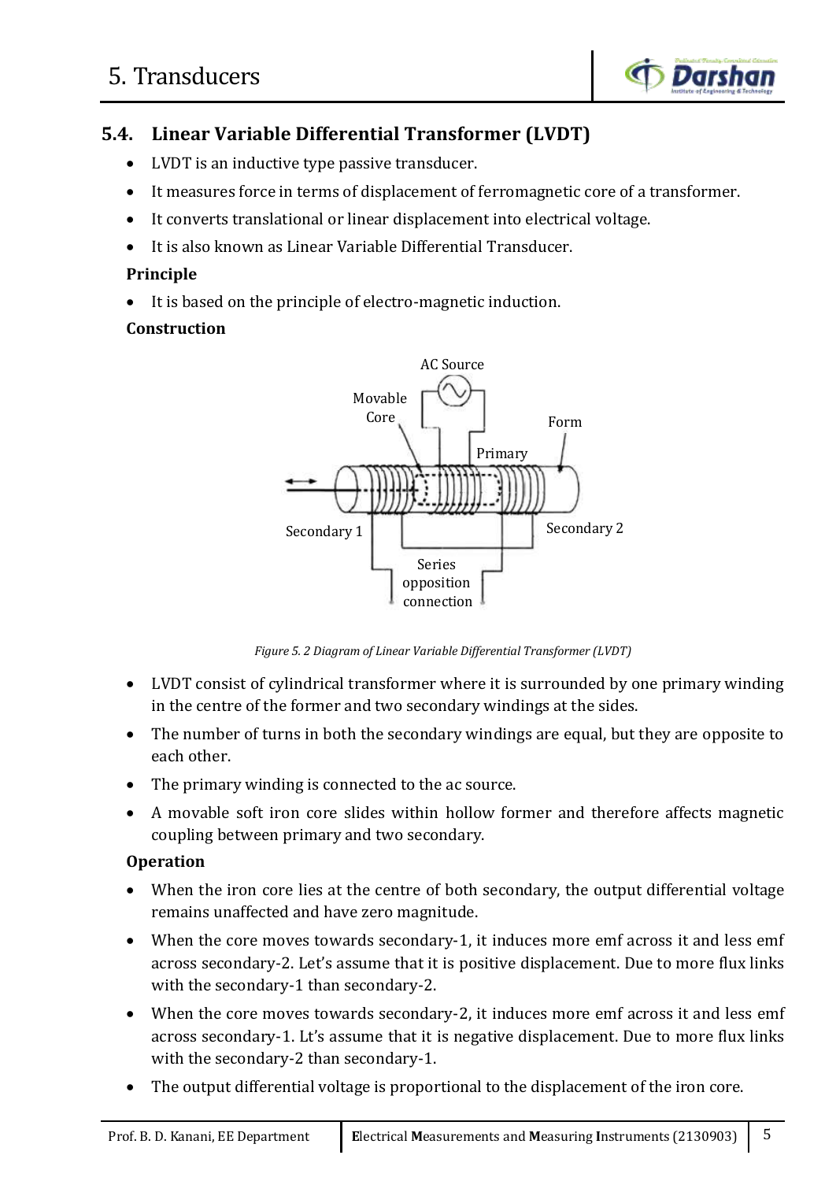## 5.4. Linear Variable Differential Transformer (LVDT)

- LVDT is an inductive type passive transducer.
- It measures force in terms of displacement of ferromagnetic core of a transformer.
- It converts translational or linear displacement into electrical voltage.
- It is also known as Linear Variable Differential Transducer.

**Principle**

- It is based on the principle of electro-magnetic induction.

**Construction**

*Figure 5. 2 Diagram of Linear Variable Differential Transformer (LVDT)*

- LVDT consist of cylindrical transformer where it is surrounded by one primary winding in the centre of the former and two secondary windings at the sides.
- The number of turns in both the secondary windings are equal, but they are opposite to each other.
- The primary winding is connected to the ac source.
- A movable soft iron core slides within hollow former and therefore affects magnetic coupling between primary and two secondary.

**Operation**

- When the iron core lies at the centre of both secondary, the output differential voltage remains unaffected and have zero magnitude.
- When the core moves towards secondary-1, it induces more emf across it and less emf across secondary-2. Let's assume that it is positive displacement. Due to more flux links with the secondary-1 than secondary-2.
- When the core moves towards secondary-2, it induces more emf across it and less emf across secondary-1. Lt's assume that it is negative displacement. Due to more flux links with the secondary-2 than secondary-1.
- The output differential voltage is proportional to the displacement of the iron core.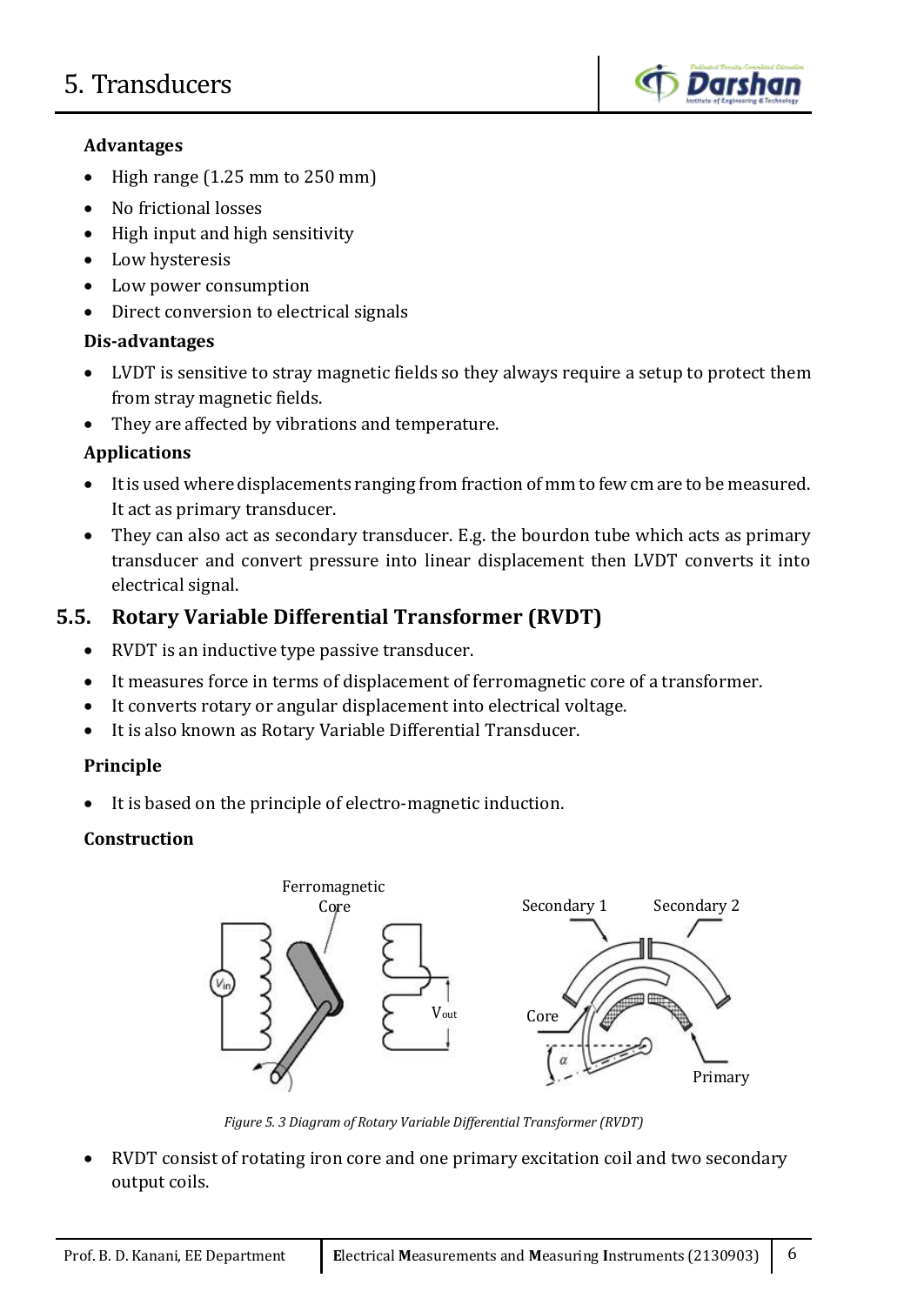**Advantages**

- High range (1.25 mm to 250 mm)
- No frictional losses
- High input and high sensitivity
- Low hysteresis
- Low power consumption
- Direct conversion to electrical signals

**Dis-advantages**

- LVDT is sensitive to stray magnetic fields so they always require a setup to protect them from stray magnetic fields.
- They are affected by vibrations and temperature.

**Applications**

- It is used where displacements ranging from fraction of mm to few cm are to be measured. It act as primary transducer.
- They can also act as secondary transducer. E.g. the bourdon tube which acts as primary transducer and convert pressure into linear displacement then LVDT converts it into electrical signal.

## 5.5. Rotary Variable Differential Transformer (RVDT)

- RVDT is an inductive type passive transducer.
- It measures force in terms of displacement of ferromagnetic core of a transformer.
- It converts rotary or angular displacement into electrical voltage.
- It is also known as Rotary Variable Differential Transducer.

**Principle**

- It is based on the principle of electro-magnetic induction.

**Construction**

*Figure 5. 3 Diagram of Rotary Variable Differential Transformer (RVDT)*

- RVDT consist of rotating iron core and one primary excitation coil and two secondary output coils.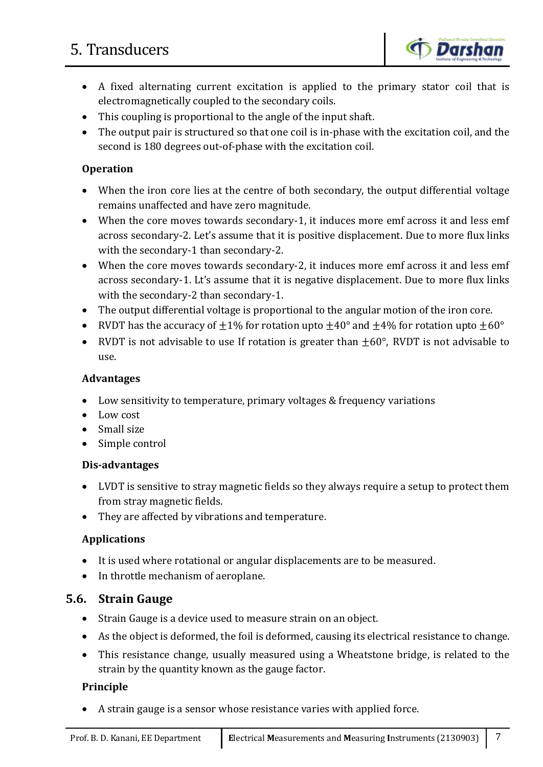- A fixed alternating current excitation is applied to the primary stator coil that is electromagnetically coupled to the secondary coils.
- This coupling is proportional to the angle of the input shaft.
- The output pair is structured so that one coil is in-phase with the excitation coil, and the second is 180 degrees out-of-phase with the excitation coil.

**Operation**

- When the iron core lies at the centre of both secondary, the output differential voltage remains unaffected and have zero magnitude.
- When the core moves towards secondary-1, it induces more emf across it and less emf across secondary-2. Let's assume that it is positive displacement. Due to more flux links with the secondary-1 than secondary-2.
- When the core moves towards secondary-2, it induces more emf across it and less emf across secondary-1. Lt's assume that it is negative displacement. Due to more flux links with the secondary-2 than secondary-1.
- The output differential voltage is proportional to the angular motion of the iron core.
- RVDT has the accuracy of $\pm 1\%$ for rotation upto $\pm 40°$ and $\pm 4\%$ for rotation upto $\pm 60°$
- RVDT is not advisable to use If rotation is greater than $\pm 60°$, RVDT is not advisable to use.

**Advantages**

- Low sensitivity to temperature, primary voltages & frequency variations
- Low cost
- Small size
- Simple control

**Dis-advantages**

- LVDT is sensitive to stray magnetic fields so they always require a setup to protect them from stray magnetic fields.
- They are affected by vibrations and temperature.

**Applications**

- It is used where rotational or angular displacements are to be measured.
- In throttle mechanism of aeroplane.

## 5.6. Strain Gauge

- Strain Gauge is a device used to measure strain on an object.
- As the object is deformed, the foil is deformed, causing its electrical resistance to change.
- This resistance change, usually measured using a Wheatstone bridge, is related to the strain by the quantity known as the gauge factor.

**Principle**

- A strain gauge is a sensor whose resistance varies with applied force.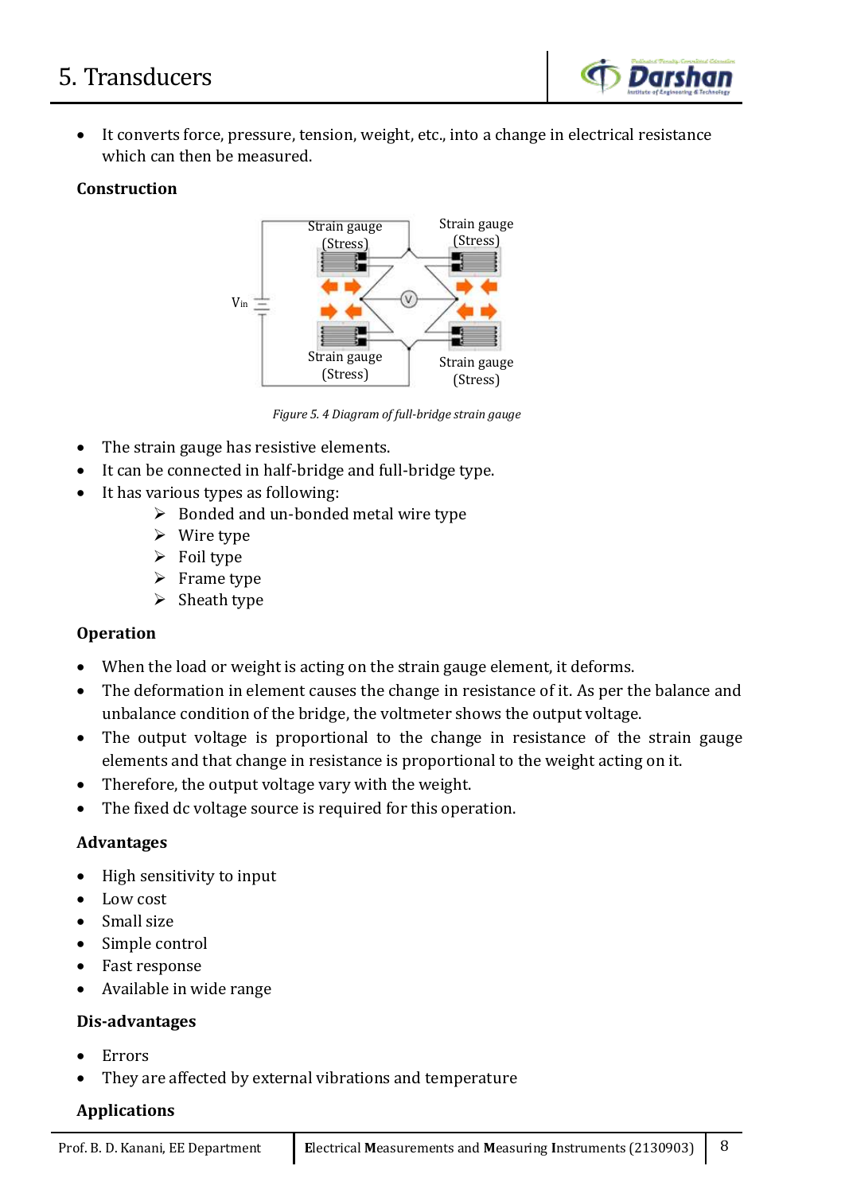- It converts force, pressure, tension, weight, etc., into a change in electrical resistance which can then be measured.

**Construction**

*Figure 5. 4 Diagram of full-bridge strain gauge*

- The strain gauge has resistive elements.
- It can be connected in half-bridge and full-bridge type.
- It has various types as following:
  - Bonded and un-bonded metal wire type
  - Wire type
  - Foil type
  - Frame type
  - Sheath type

**Operation**

- When the load or weight is acting on the strain gauge element, it deforms.
- The deformation in element causes the change in resistance of it. As per the balance and unbalance condition of the bridge, the voltmeter shows the output voltage.
- The output voltage is proportional to the change in resistance of the strain gauge elements and that change in resistance is proportional to the weight acting on it.
- Therefore, the output voltage vary with the weight.
- The fixed dc voltage source is required for this operation.

**Advantages**

- High sensitivity to input
- Low cost
- Small size
- Simple control
- Fast response
- Available in wide range

**Dis-advantages**

- Errors
- They are affected by external vibrations and temperature

**Applications**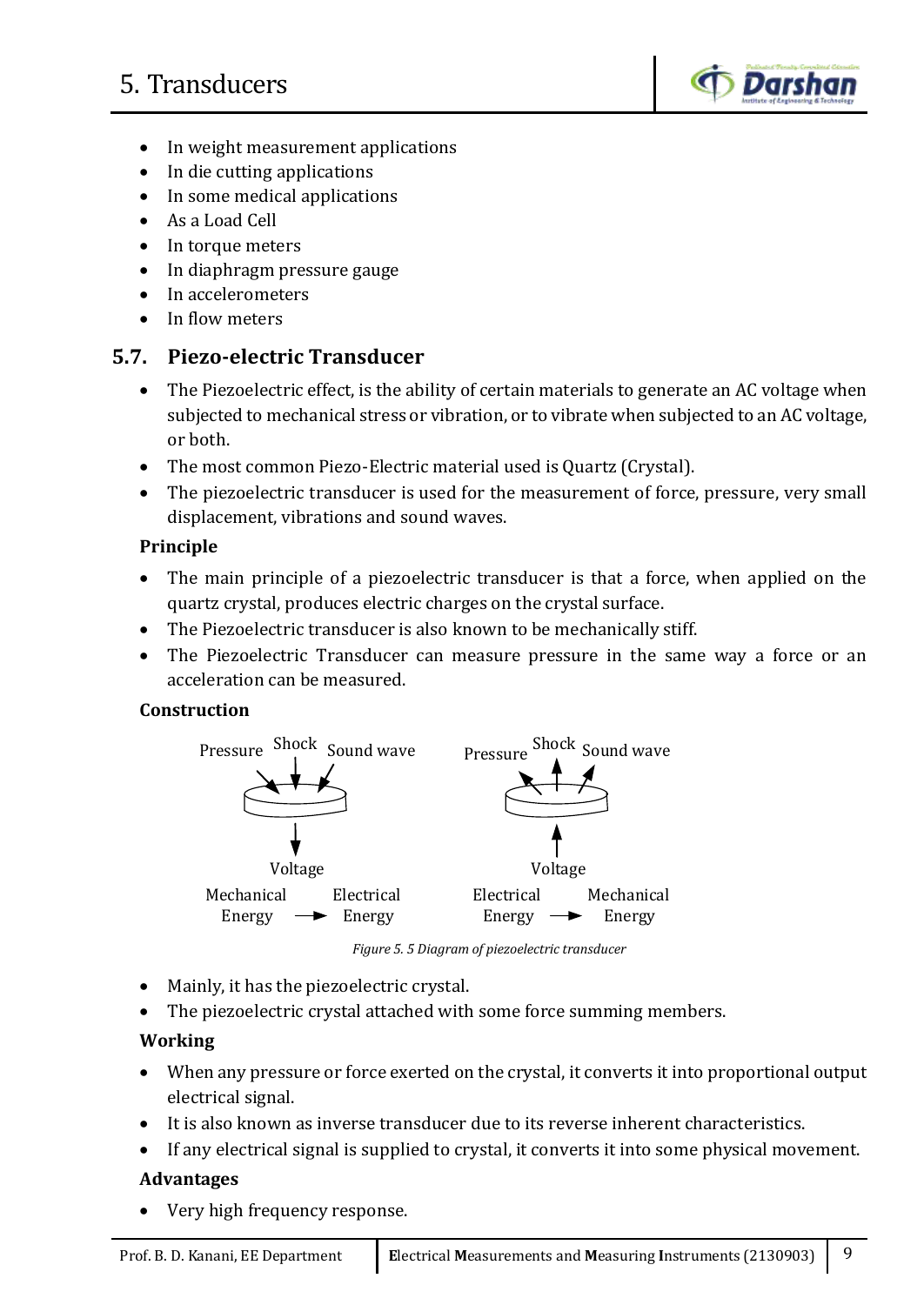- In weight measurement applications
- In die cutting applications
- In some medical applications
- As a Load Cell
- In torque meters
- In diaphragm pressure gauge
- In accelerometers
- In flow meters

## 5.7. Piezo-electric Transducer

- The Piezoelectric effect, is the ability of certain materials to generate an AC voltage when subjected to mechanical stress or vibration, or to vibrate when subjected to an AC voltage, or both.
- The most common Piezo-Electric material used is Quartz (Crystal).
- The piezoelectric transducer is used for the measurement of force, pressure, very small displacement, vibrations and sound waves.

### Principle

- The main principle of a piezoelectric transducer is that a force, when applied on the quartz crystal, produces electric charges on the crystal surface.
- The Piezoelectric transducer is also known to be mechanically stiff.
- The Piezoelectric Transducer can measure pressure in the same way a force or an acceleration can be measured.

### Construction

Pressure Shock Sound wave — Voltage — Mechanical Energy → Electrical Energy

Pressure Shock Sound wave — Voltage — Electrical Energy → Mechanical Energy

*Figure 5. 5 Diagram of piezoelectric transducer*

- Mainly, it has the piezoelectric crystal.
- The piezoelectric crystal attached with some force summing members.

### Working

- When any pressure or force exerted on the crystal, it converts it into proportional output electrical signal.
- It is also known as inverse transducer due to its reverse inherent characteristics.
- If any electrical signal is supplied to crystal, it converts it into some physical movement.

### Advantages

- Very high frequency response.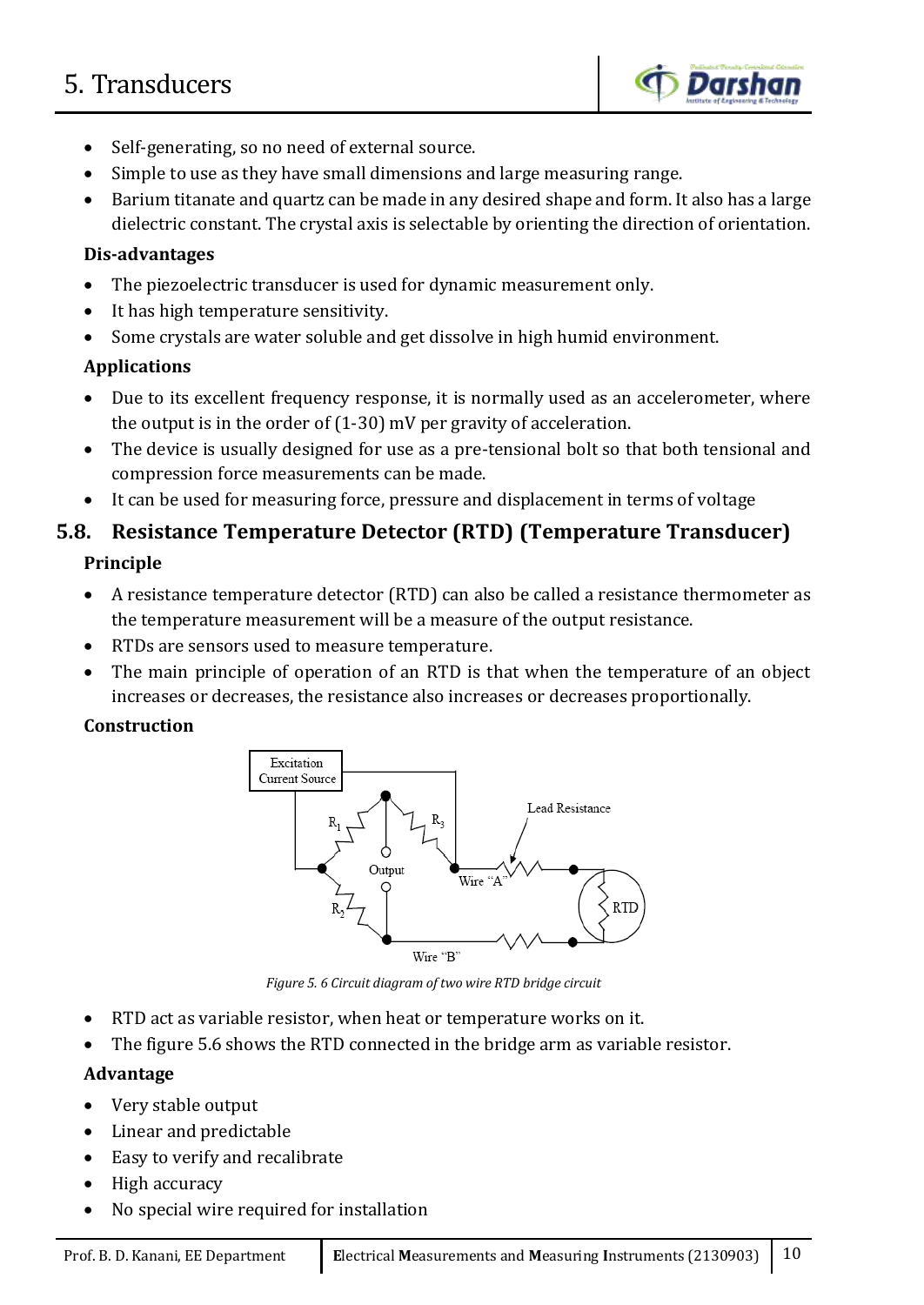- Self-generating, so no need of external source.
- Simple to use as they have small dimensions and large measuring range.
- Barium titanate and quartz can be made in any desired shape and form. It also has a large dielectric constant. The crystal axis is selectable by orienting the direction of orientation.

### Dis-advantages

- The piezoelectric transducer is used for dynamic measurement only.
- It has high temperature sensitivity.
- Some crystals are water soluble and get dissolve in high humid environment.

### Applications

- Due to its excellent frequency response, it is normally used as an accelerometer, where the output is in the order of (1-30) mV per gravity of acceleration.
- The device is usually designed for use as a pre-tensional bolt so that both tensional and compression force measurements can be made.
- It can be used for measuring force, pressure and displacement in terms of voltage

## 5.8. Resistance Temperature Detector (RTD) (Temperature Transducer)

### Principle

- A resistance temperature detector (RTD) can also be called a resistance thermometer as the temperature measurement will be a measure of the output resistance.
- RTDs are sensors used to measure temperature.
- The main principle of operation of an RTD is that when the temperature of an object increases or decreases, the resistance also increases or decreases proportionally.

### Construction

*Figure 5. 6 Circuit diagram of two wire RTD bridge circuit*

- RTD act as variable resistor, when heat or temperature works on it.
- The figure 5.6 shows the RTD connected in the bridge arm as variable resistor.

### Advantage

- Very stable output
- Linear and predictable
- Easy to verify and recalibrate
- High accuracy
- No special wire required for installation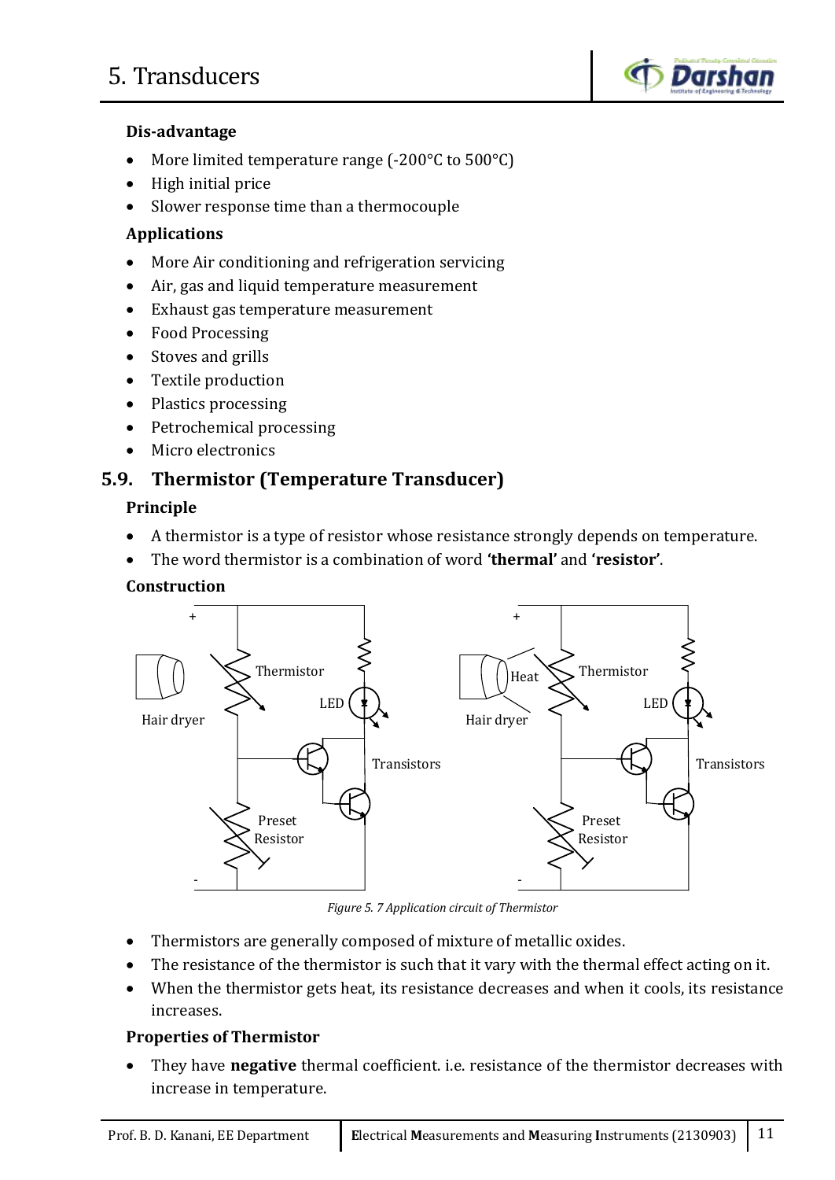#### Dis-advantage

- More limited temperature range (-200°C to 500°C)
- High initial price
- Slower response time than a thermocouple

#### Applications

- More Air conditioning and refrigeration servicing
- Air, gas and liquid temperature measurement
- Exhaust gas temperature measurement
- Food Processing
- Stoves and grills
- Textile production
- Plastics processing
- Petrochemical processing
- Micro electronics

### 5.9. Thermistor (Temperature Transducer)

#### Principle

- A thermistor is a type of resistor whose resistance strongly depends on temperature.
- The word thermistor is a combination of word **'thermal'** and **'resistor'**.

#### Construction

*Figure 5. 7 Application circuit of Thermistor*

- Thermistors are generally composed of mixture of metallic oxides.
- The resistance of the thermistor is such that it vary with the thermal effect acting on it.
- When the thermistor gets heat, its resistance decreases and when it cools, its resistance increases.

#### Properties of Thermistor

- They have **negative** thermal coefficient. i.e. resistance of the thermistor decreases with increase in temperature.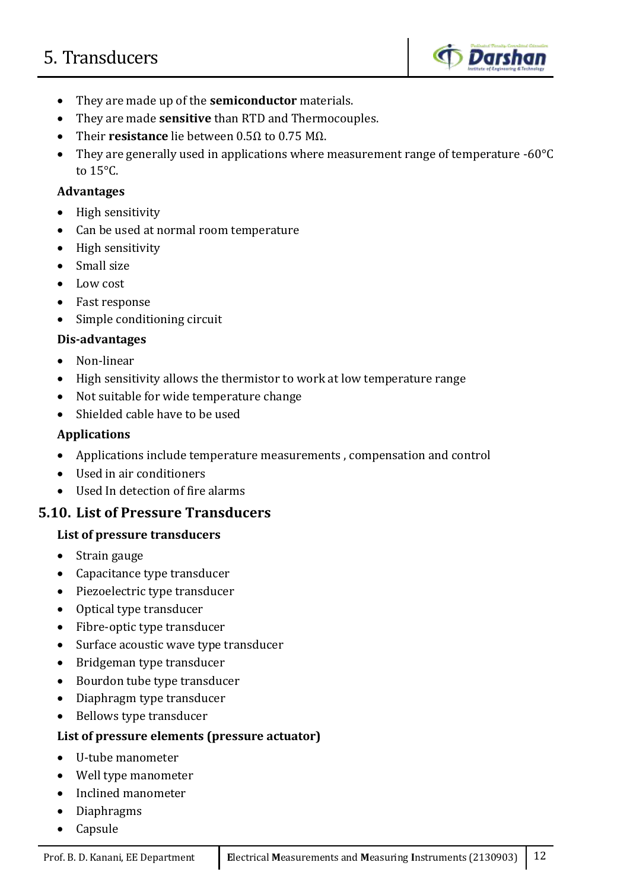- They are made up of the **semiconductor** materials.
- They are made **sensitive** than RTD and Thermocouples.
- Their **resistance** lie between 0.5Ω to 0.75 MΩ.
- They are generally used in applications where measurement range of temperature -60°C to 15°C.

**Advantages**

- High sensitivity
- Can be used at normal room temperature
- High sensitivity
- Small size
- Low cost
- Fast response
- Simple conditioning circuit

**Dis-advantages**

- Non-linear
- High sensitivity allows the thermistor to work at low temperature range
- Not suitable for wide temperature change
- Shielded cable have to be used

**Applications**

- Applications include temperature measurements , compensation and control
- Used in air conditioners
- Used In detection of fire alarms

## 5.10. List of Pressure Transducers

**List of pressure transducers**

- Strain gauge
- Capacitance type transducer
- Piezoelectric type transducer
- Optical type transducer
- Fibre-optic type transducer
- Surface acoustic wave type transducer
- Bridgeman type transducer
- Bourdon tube type transducer
- Diaphragm type transducer
- Bellows type transducer

**List of pressure elements (pressure actuator)**

- U-tube manometer
- Well type manometer
- Inclined manometer
- Diaphragms
- Capsule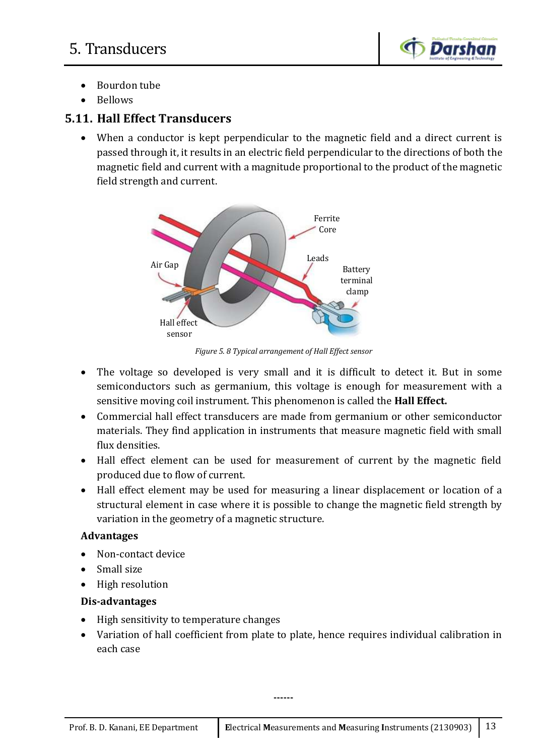- Bourdon tube
- Bellows

## 5.11. Hall Effect Transducers

- When a conductor is kept perpendicular to the magnetic field and a direct current is passed through it, it results in an electric field perpendicular to the directions of both the magnetic field and current with a magnitude proportional to the product of the magnetic field strength and current.

Ferrite Core

Leads

Battery terminal clamp

Air Gap

Hall effect sensor

*Figure 5. 8 Typical arrangement of Hall Effect sensor*

- The voltage so developed is very small and it is difficult to detect it. But in some semiconductors such as germanium, this voltage is enough for measurement with a sensitive moving coil instrument. This phenomenon is called the **Hall Effect.**
- Commercial hall effect transducers are made from germanium or other semiconductor materials. They find application in instruments that measure magnetic field with small flux densities.
- Hall effect element can be used for measurement of current by the magnetic field produced due to flow of current.
- Hall effect element may be used for measuring a linear displacement or location of a structural element in case where it is possible to change the magnetic field strength by variation in the geometry of a magnetic structure.

### Advantages

- Non-contact device
- Small size
- High resolution

### Dis-advantages

- High sensitivity to temperature changes
- Variation of hall coefficient from plate to plate, hence requires individual calibration in each case

------